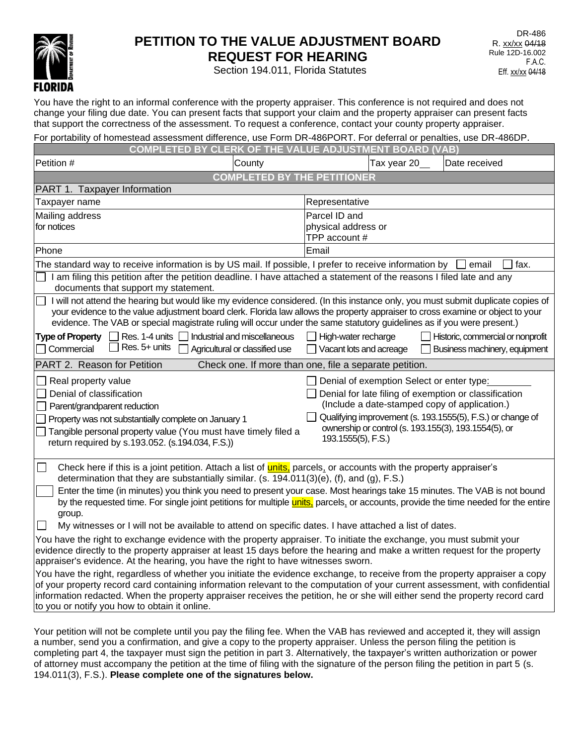FLORIDA

# PETITION TO THE VALUE ADJUSTMENT BOARD REQUEST FOR HEARING

Section 194.011, Florida Statutes

DR-486
R. xx/xx ~~04/18~~
Rule 12D-16.002
F.A.C.
Eff. xx/xx ~~04/18~~

You have the right to an informal conference with the property appraiser. This conference is not required and does not change your filing due date. You can present facts that support your claim and the property appraiser can present facts that support the correctness of the assessment. To request a conference, contact your county property appraiser.

For portability of homestead assessment difference, use Form DR-486PORT. For deferral or penalties, use DR-486DP.

**COMPLETED BY CLERK OF THE VALUE ADJUSTMENT BOARD (VAB)**

| Petition # | County | Tax year 20__ | Date received |
|---|---|---|---|

**COMPLETED BY THE PETITIONER**

PART 1. Taxpayer Information

| | |
|---|---|
| Taxpayer name | Representative |
| Mailing address for notices | Parcel ID and physical address or TPP account # |
| Phone | Email |

The standard way to receive information is by US mail. If possible, I prefer to receive information by ☐ email ☐ fax.

☐ I am filing this petition after the petition deadline. I have attached a statement of the reasons I filed late and any documents that support my statement.

☐ I will not attend the hearing but would like my evidence considered. (In this instance only, you must submit duplicate copies of your evidence to the value adjustment board clerk. Florida law allows the property appraiser to cross examine or object to your evidence. The VAB or special magistrate ruling will occur under the same statutory guidelines as if you were present.)

**Type of Property** ☐ Res. 1-4 units ☐ Industrial and miscellaneous ☐ High-water recharge ☐ Historic, commercial or nonprofit
☐ Commercial ☐ Res. 5+ units ☐ Agricultural or classified use ☐ Vacant lots and acreage ☐ Business machinery, equipment

PART 2. Reason for Petition Check one. If more than one, file a separate petition.

☐ Real property value
☐ Denial of classification
☐ Parent/grandparent reduction
☐ Property was not substantially complete on January 1
☐ Tangible personal property value (You must have timely filed a return required by s.193.052. (s.194.034, F.S.))
☐ Denial of exemption Select or enter type:________
☐ Denial for late filing of exemption or classification (Include a date-stamped copy of application.)
☐ Qualifying improvement (s. 193.1555(5), F.S.) or change of ownership or control (s. 193.155(3), 193.1554(5), or 193.1555(5), F.S.)

☐ Check here if this is a joint petition. Attach a list of units, parcels, or accounts with the property appraiser's determination that they are substantially similar. (s. 194.011(3)(e), (f), and (g), F.S.)

☐ Enter the time (in minutes) you think you need to present your case. Most hearings take 15 minutes. The VAB is not bound by the requested time. For single joint petitions for multiple units, parcels, or accounts, provide the time needed for the entire group.

☐ My witnesses or I will not be available to attend on specific dates. I have attached a list of dates.

You have the right to exchange evidence with the property appraiser. To initiate the exchange, you must submit your evidence directly to the property appraiser at least 15 days before the hearing and make a written request for the property appraiser's evidence. At the hearing, you have the right to have witnesses sworn.

You have the right, regardless of whether you initiate the evidence exchange, to receive from the property appraiser a copy of your property record card containing information relevant to the computation of your current assessment, with confidential information redacted. When the property appraiser receives the petition, he or she will either send the property record card to you or notify you how to obtain it online.

Your petition will not be complete until you pay the filing fee. When the VAB has reviewed and accepted it, they will assign a number, send you a confirmation, and give a copy to the property appraiser. Unless the person filing the petition is completing part 4, the taxpayer must sign the petition in part 3. Alternatively, the taxpayer's written authorization or power of attorney must accompany the petition at the time of filing with the signature of the person filing the petition in part 5 (s. 194.011(3), F.S.). **Please complete one of the signatures below.**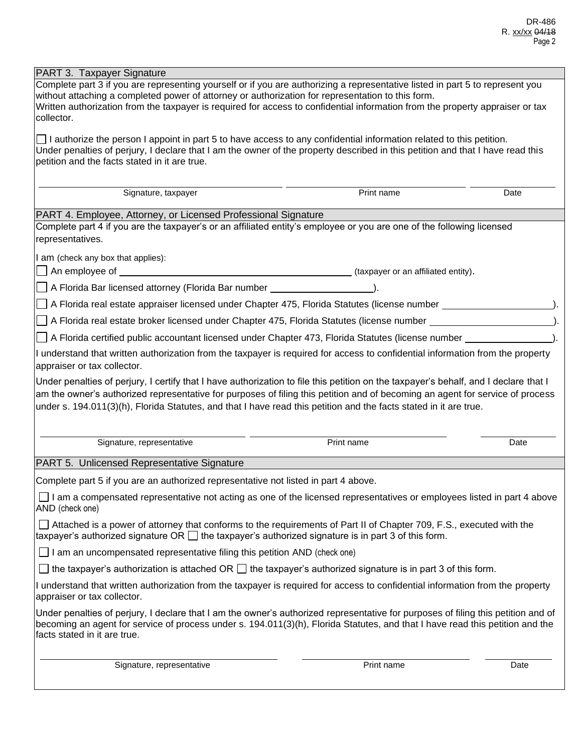## PART 3. Taxpayer Signature

Complete part 3 if you are representing yourself or if you are authorizing a representative listed in part 5 to represent you without attaching a completed power of attorney or authorization for representation to this form.
Written authorization from the taxpayer is required for access to confidential information from the property appraiser or tax collector.

☐ I authorize the person I appoint in part 5 to have access to any confidential information related to this petition.
Under penalties of perjury, I declare that I am the owner of the property described in this petition and that I have read this petition and the facts stated in it are true.

| Signature, taxpayer | Print name | Date |
|---|---|---|
| | | |

## PART 4. Employee, Attorney, or Licensed Professional Signature

Complete part 4 if you are the taxpayer's or an affiliated entity's employee or you are one of the following licensed representatives.

I am (check any box that applies):

☐ An employee of \_\_\_\_\_\_\_\_\_\_\_\_\_\_\_\_\_\_\_\_ (taxpayer or an affiliated entity).

☐ A Florida Bar licensed attorney (Florida Bar number \_\_\_\_\_\_\_\_\_\_\_\_).

☐ A Florida real estate appraiser licensed under Chapter 475, Florida Statutes (license number \_\_\_\_\_\_\_\_\_\_\_\_).

☐ A Florida real estate broker licensed under Chapter 475, Florida Statutes (license number \_\_\_\_\_\_\_\_\_\_\_\_).

☐ A Florida certified public accountant licensed under Chapter 473, Florida Statutes (license number \_\_\_\_\_\_\_\_\_\_\_\_).

I understand that written authorization from the taxpayer is required for access to confidential information from the property appraiser or tax collector.

Under penalties of perjury, I certify that I have authorization to file this petition on the taxpayer's behalf, and I declare that I am the owner's authorized representative for purposes of filing this petition and of becoming an agent for service of process under s. 194.011(3)(h), Florida Statutes, and that I have read this petition and the facts stated in it are true.

| Signature, representative | Print name | Date |
|---|---|---|
| | | |

## PART 5. Unlicensed Representative Signature

Complete part 5 if you are an authorized representative not listed in part 4 above.

☐ I am a compensated representative not acting as one of the licensed representatives or employees listed in part 4 above AND (check one)

☐ Attached is a power of attorney that conforms to the requirements of Part II of Chapter 709, F.S., executed with the taxpayer's authorized signature OR ☐ the taxpayer's authorized signature is in part 3 of this form.

☐ I am an uncompensated representative filing this petition AND (check one)

☐ the taxpayer's authorization is attached OR ☐ the taxpayer's authorized signature is in part 3 of this form.

I understand that written authorization from the taxpayer is required for access to confidential information from the property appraiser or tax collector.

Under penalties of perjury, I declare that I am the owner's authorized representative for purposes of filing this petition and of becoming an agent for service of process under s. 194.011(3)(h), Florida Statutes, and that I have read this petition and the facts stated in it are true.

| Signature, representative | Print name | Date |
|---|---|---|
| | | |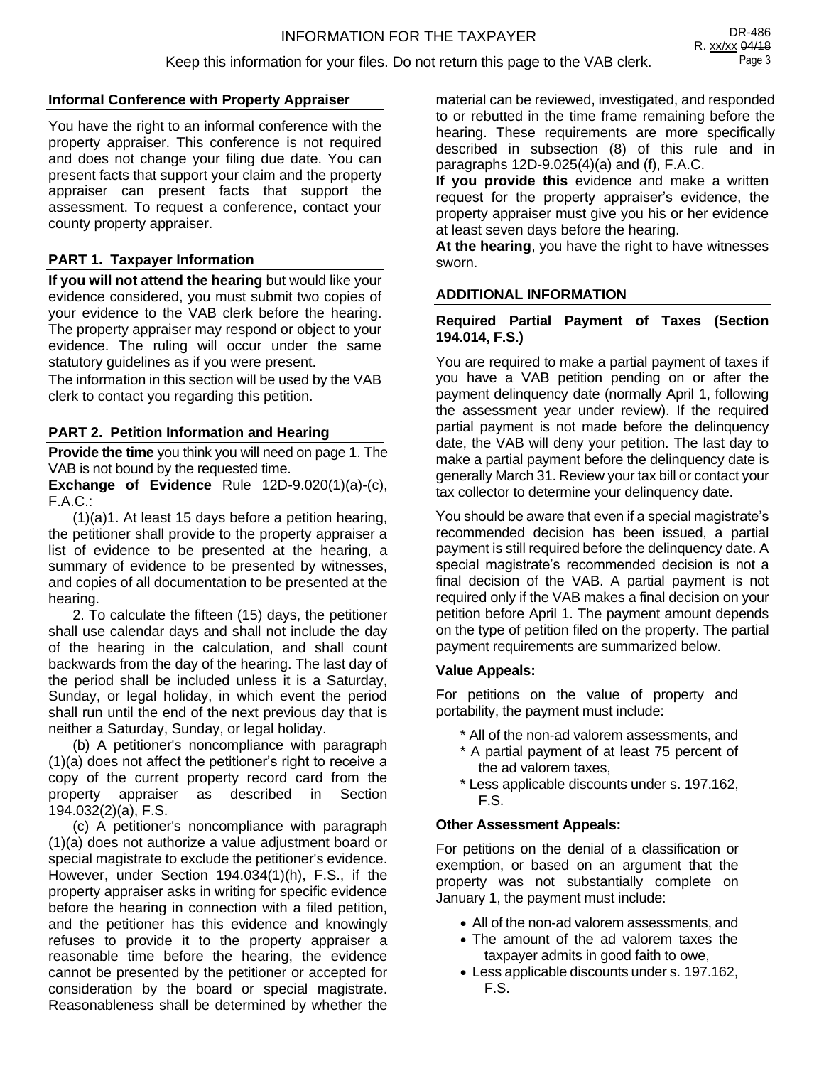# INFORMATION FOR THE TAXPAYER

Keep this information for your files. Do not return this page to the VAB clerk.

## Informal Conference with Property Appraiser

You have the right to an informal conference with the property appraiser. This conference is not required and does not change your filing due date. You can present facts that support your claim and the property appraiser can present facts that support the assessment. To request a conference, contact your county property appraiser.

## PART 1. Taxpayer Information

**If you will not attend the hearing** but would like your evidence considered, you must submit two copies of your evidence to the VAB clerk before the hearing. The property appraiser may respond or object to your evidence. The ruling will occur under the same statutory guidelines as if you were present.

The information in this section will be used by the VAB clerk to contact you regarding this petition.

## PART 2. Petition Information and Hearing

**Provide the time** you think you will need on page 1. The VAB is not bound by the requested time.

**Exchange of Evidence** Rule 12D-9.020(1)(a)-(c), F.A.C.:

(1)(a)1. At least 15 days before a petition hearing, the petitioner shall provide to the property appraiser a list of evidence to be presented at the hearing, a summary of evidence to be presented by witnesses, and copies of all documentation to be presented at the hearing.

2. To calculate the fifteen (15) days, the petitioner shall use calendar days and shall not include the day of the hearing in the calculation, and shall count backwards from the day of the hearing. The last day of the period shall be included unless it is a Saturday, Sunday, or legal holiday, in which event the period shall run until the end of the next previous day that is neither a Saturday, Sunday, or legal holiday.

(b) A petitioner's noncompliance with paragraph (1)(a) does not affect the petitioner's right to receive a copy of the current property record card from the property appraiser as described in Section 194.032(2)(a), F.S.

(c) A petitioner's noncompliance with paragraph (1)(a) does not authorize a value adjustment board or special magistrate to exclude the petitioner's evidence. However, under Section 194.034(1)(h), F.S., if the property appraiser asks in writing for specific evidence before the hearing in connection with a filed petition, and the petitioner has this evidence and knowingly refuses to provide it to the property appraiser a reasonable time before the hearing, the evidence cannot be presented by the petitioner or accepted for consideration by the board or special magistrate. Reasonableness shall be determined by whether the material can be reviewed, investigated, and responded to or rebutted in the time frame remaining before the hearing. These requirements are more specifically described in subsection (8) of this rule and in paragraphs 12D-9.025(4)(a) and (f), F.A.C.

**If you provide this** evidence and make a written request for the property appraiser's evidence, the property appraiser must give you his or her evidence at least seven days before the hearing.

**At the hearing**, you have the right to have witnesses sworn.

## ADDITIONAL INFORMATION

### Required Partial Payment of Taxes (Section 194.014, F.S.)

You are required to make a partial payment of taxes if you have a VAB petition pending on or after the payment delinquency date (normally April 1, following the assessment year under review). If the required partial payment is not made before the delinquency date, the VAB will deny your petition. The last day to make a partial payment before the delinquency date is generally March 31. Review your tax bill or contact your tax collector to determine your delinquency date.

You should be aware that even if a special magistrate's recommended decision has been issued, a partial payment is still required before the delinquency date. A special magistrate's recommended decision is not a final decision of the VAB. A partial payment is not required only if the VAB makes a final decision on your petition before April 1. The payment amount depends on the type of petition filed on the property. The partial payment requirements are summarized below.

### Value Appeals:

For petitions on the value of property and portability, the payment must include:

* All of the non-ad valorem assessments, and
* A partial payment of at least 75 percent of the ad valorem taxes,
* Less applicable discounts under s. 197.162, F.S.

### Other Assessment Appeals:

For petitions on the denial of a classification or exemption, or based on an argument that the property was not substantially complete on January 1, the payment must include:

- All of the non-ad valorem assessments, and
- The amount of the ad valorem taxes the taxpayer admits in good faith to owe,
- Less applicable discounts under s. 197.162, F.S.